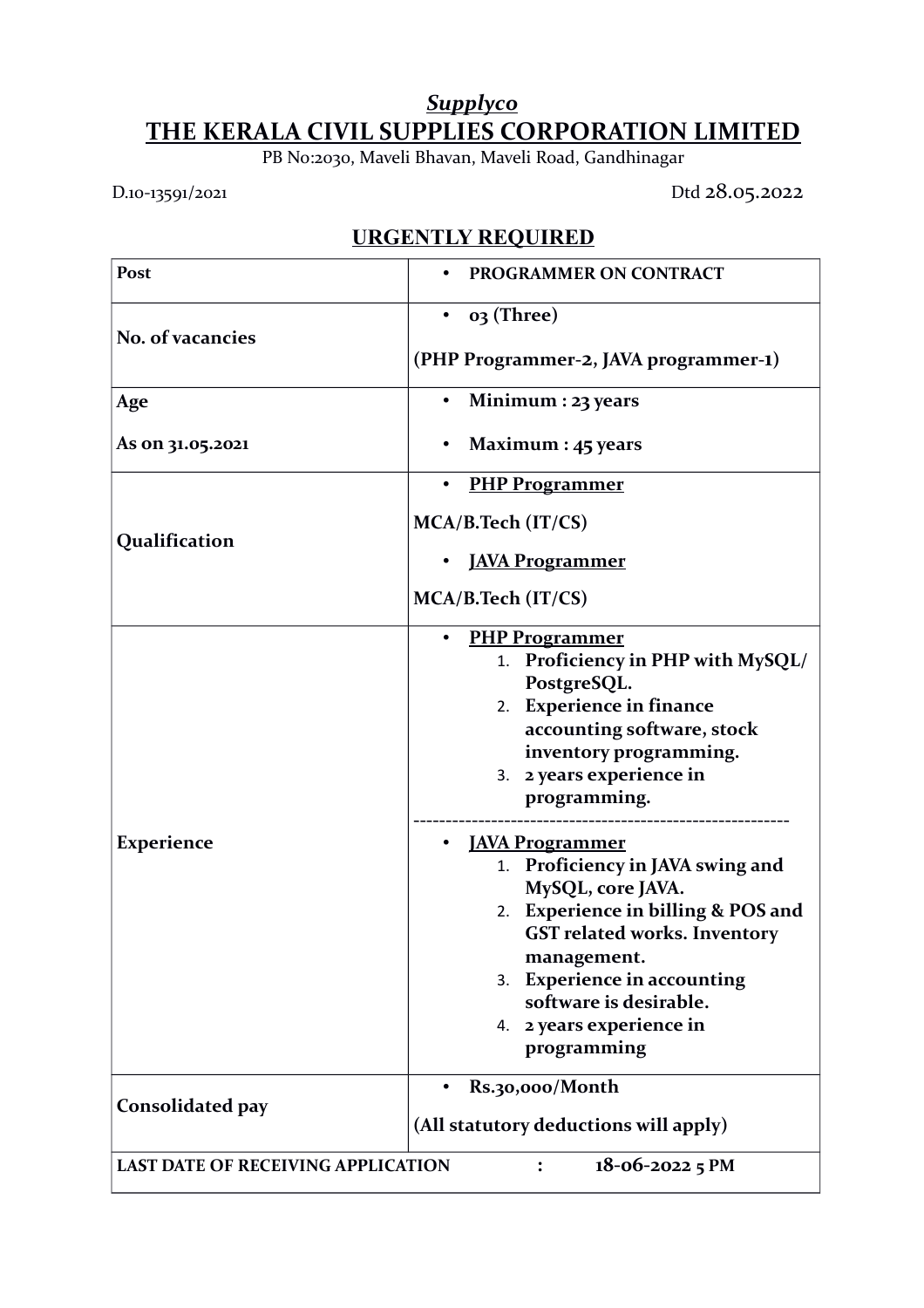***Supplyco***

# THE KERALA CIVIL SUPPLIES CORPORATION LIMITED

PB No:2030, Maveli Bhavan, Maveli Road, Gandhinagar

D.10-13591/2021 Dtd 28.05.2022

## URGENTLY REQUIRED

| Post | • **PROGRAMMER ON CONTRACT** |
|---|---|
| **No. of vacancies** | • **03 (Three)**<br><br>**(PHP Programmer-2, JAVA programmer-1)** |
| **Age**<br><br>**As on 31.05.2021** | • **Minimum : 23 years**<br><br>• **Maximum : 45 years** |
| **Qualification** | • **PHP Programmer**<br><br>**MCA/B.Tech (IT/CS)**<br><br>• **JAVA Programmer**<br><br>**MCA/B.Tech (IT/CS)** |
| **Experience** | • **PHP Programmer**<br>1. **Proficiency in PHP with MySQL/ PostgreSQL.**<br>2. **Experience in finance accounting software, stock inventory programming.**<br>3. **2 years experience in programming.**<br>---------------------------------------------------------<br>• **JAVA Programmer**<br>1. **Proficiency in JAVA swing and MySQL, core JAVA.**<br>2. **Experience in billing & POS and GST related works. Inventory management.**<br>3. **Experience in accounting software is desirable.**<br>4. **2 years experience in programming** |
| **Consolidated pay** | • **Rs.30,000/Month**<br><br>**(All statutory deductions will apply)** |
| **LAST DATE OF RECEIVING APPLICATION : 18-06-2022 5 PM** | |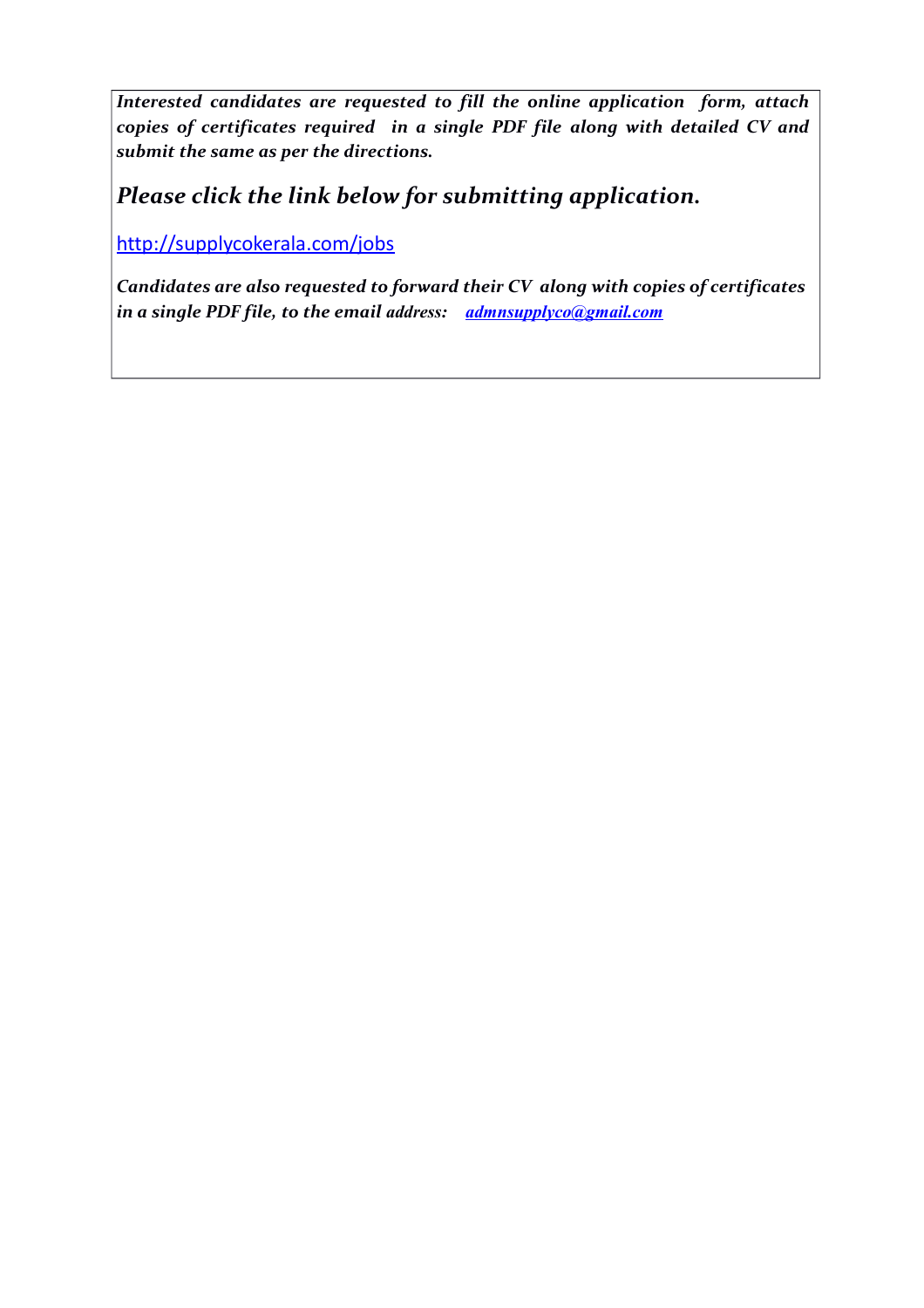***Interested candidates are requested to fill the online application form, attach copies of certificates required in a single PDF file along with detailed CV and submit the same as per the directions.***

***Please click the link below for submitting application.***

http://supplycokerala.com/jobs

***Candidates are also requested to forward their CV along with copies of certificates in a single PDF file, to the email address: admnsupplyco@gmail.com***